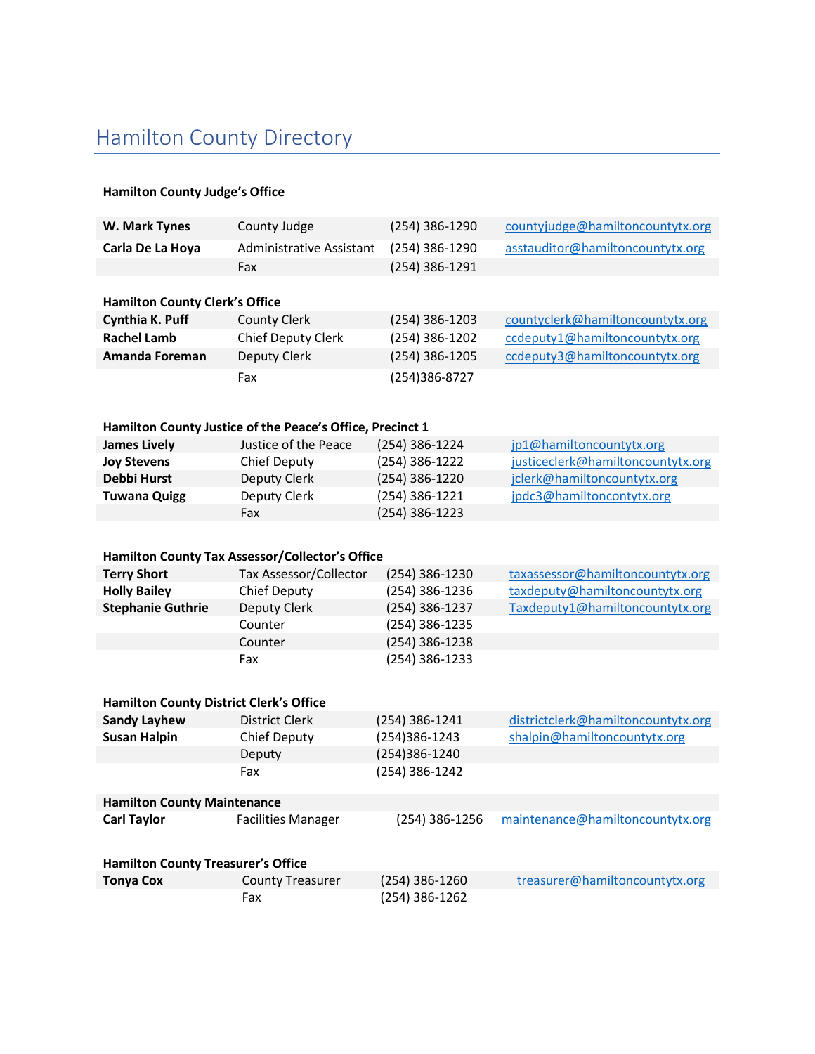# Hamilton County Directory

**Hamilton County Judge's Office**

| | | | |
|---|---|---|---|
| **W. Mark Tynes** | County Judge | (254) 386-1290 | countyjudge@hamiltoncountytx.org |
| **Carla De La Hoya** | Administrative Assistant | (254) 386-1290 | asstauditor@hamiltoncountytx.org |
| | Fax | (254) 386-1291 | |

**Hamilton County Clerk's Office**

| | | | |
|---|---|---|---|
| **Cynthia K. Puff** | County Clerk | (254) 386-1203 | countyclerk@hamiltoncountytx.org |
| **Rachel Lamb** | Chief Deputy Clerk | (254) 386-1202 | ccdeputy1@hamiltoncountytx.org |
| **Amanda Foreman** | Deputy Clerk | (254) 386-1205 | ccdeputy3@hamiltoncountytx.org |
| | Fax | (254)386-8727 | |

**Hamilton County Justice of the Peace's Office, Precinct 1**

| | | | |
|---|---|---|---|
| **James Lively** | Justice of the Peace | (254) 386-1224 | jp1@hamiltoncountytx.org |
| **Joy Stevens** | Chief Deputy | (254) 386-1222 | justiceclerk@hamiltoncountytx.org |
| **Debbi Hurst** | Deputy Clerk | (254) 386-1220 | jclerk@hamiltoncountytx.org |
| **Tuwana Quigg** | Deputy Clerk | (254) 386-1221 | jpdc3@hamiltoncontytx.org |
| | Fax | (254) 386-1223 | |

**Hamilton County Tax Assessor/Collector's Office**

| | | | |
|---|---|---|---|
| **Terry Short** | Tax Assessor/Collector | (254) 386-1230 | taxassessor@hamiltoncountytx.org |
| **Holly Bailey** | Chief Deputy | (254) 386-1236 | taxdeputy@hamiltoncountytx.org |
| **Stephanie Guthrie** | Deputy Clerk | (254) 386-1237 | Taxdeputy1@hamiltoncountytx.org |
| | Counter | (254) 386-1235 | |
| | Counter | (254) 386-1238 | |
| | Fax | (254) 386-1233 | |

**Hamilton County District Clerk's Office**

| | | | |
|---|---|---|---|
| **Sandy Layhew** | District Clerk | (254) 386-1241 | districtclerk@hamiltoncountytx.org |
| **Susan Halpin** | Chief Deputy | (254)386-1243 | shalpin@hamiltoncountytx.org |
| | Deputy | (254)386-1240 | |
| | Fax | (254) 386-1242 | |

**Hamilton County Maintenance**

| | | | |
|---|---|---|---|
| **Carl Taylor** | Facilities Manager | (254) 386-1256 | maintenance@hamiltoncountytx.org |

**Hamilton County Treasurer's Office**

| | | | |
|---|---|---|---|
| **Tonya Cox** | County Treasurer | (254) 386-1260 | treasurer@hamiltoncountytx.org |
| | Fax | (254) 386-1262 | |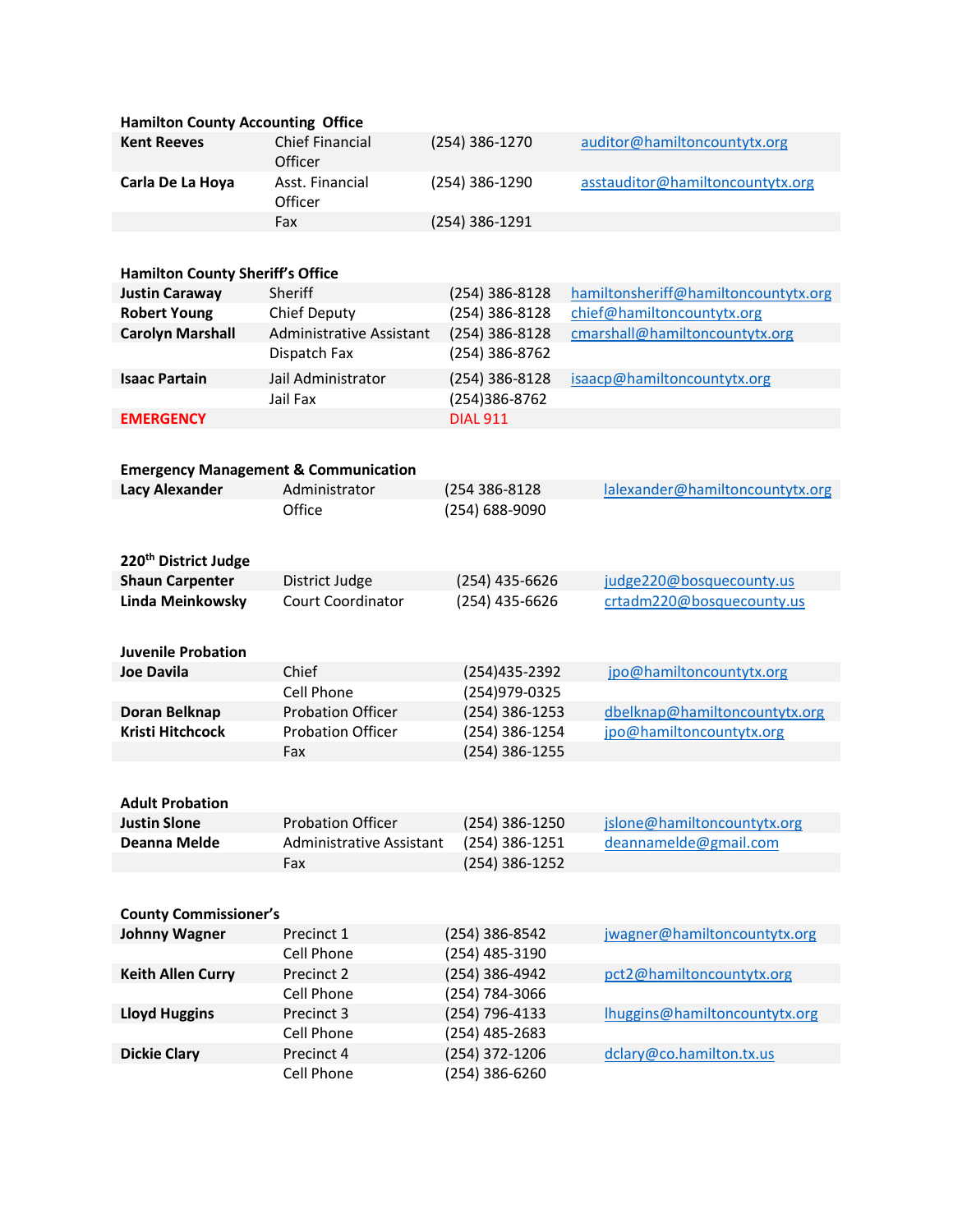**Hamilton County Accounting Office**

| | | | |
|---|---|---|---|
| **Kent Reeves** | Chief Financial Officer | (254) 386-1270 | auditor@hamiltoncountytx.org |
| **Carla De La Hoya** | Asst. Financial Officer | (254) 386-1290 | asstauditor@hamiltoncountytx.org |
| | Fax | (254) 386-1291 | |

**Hamilton County Sheriff's Office**

| | | | |
|---|---|---|---|
| **Justin Caraway** | Sheriff | (254) 386-8128 | hamiltonsheriff@hamiltoncountytx.org |
| **Robert Young** | Chief Deputy | (254) 386-8128 | chief@hamiltoncountytx.org |
| **Carolyn Marshall** | Administrative Assistant | (254) 386-8128 | cmarshall@hamiltoncountytx.org |
| | Dispatch Fax | (254) 386-8762 | |
| **Isaac Partain** | Jail Administrator | (254) 386-8128 | isaacp@hamiltoncountytx.org |
| | Jail Fax | (254)386-8762 | |
| **EMERGENCY** | | DIAL 911 | |

**Emergency Management & Communication**

| | | | |
|---|---|---|---|
| **Lacy Alexander** | Administrator | (254 386-8128 | lalexander@hamiltoncountytx.org |
| | Office | (254) 688-9090 | |

**220th District Judge**

| | | | |
|---|---|---|---|
| **Shaun Carpenter** | District Judge | (254) 435-6626 | judge220@bosquecounty.us |
| **Linda Meinkowsky** | Court Coordinator | (254) 435-6626 | crtadm220@bosquecounty.us |

**Juvenile Probation**

| | | | |
|---|---|---|---|
| **Joe Davila** | Chief | (254)435-2392 | jpo@hamiltoncountytx.org |
| | Cell Phone | (254)979-0325 | |
| **Doran Belknap** | Probation Officer | (254) 386-1253 | dbelknap@hamiltoncountytx.org |
| **Kristi Hitchcock** | Probation Officer | (254) 386-1254 | jpo@hamiltoncountytx.org |
| | Fax | (254) 386-1255 | |

**Adult Probation**

| | | | |
|---|---|---|---|
| **Justin Slone** | Probation Officer | (254) 386-1250 | jslone@hamiltoncountytx.org |
| **Deanna Melde** | Administrative Assistant | (254) 386-1251 | deannamelde@gmail.com |
| | Fax | (254) 386-1252 | |

**County Commissioner's**

| | | | |
|---|---|---|---|
| **Johnny Wagner** | Precinct 1 | (254) 386-8542 | jwagner@hamiltoncountytx.org |
| | Cell Phone | (254) 485-3190 | |
| **Keith Allen Curry** | Precinct 2 | (254) 386-4942 | pct2@hamiltoncountytx.org |
| | Cell Phone | (254) 784-3066 | |
| **Lloyd Huggins** | Precinct 3 | (254) 796-4133 | lhuggins@hamiltoncountytx.org |
| | Cell Phone | (254) 485-2683 | |
| **Dickie Clary** | Precinct 4 | (254) 372-1206 | dclary@co.hamilton.tx.us |
| | Cell Phone | (254) 386-6260 | |